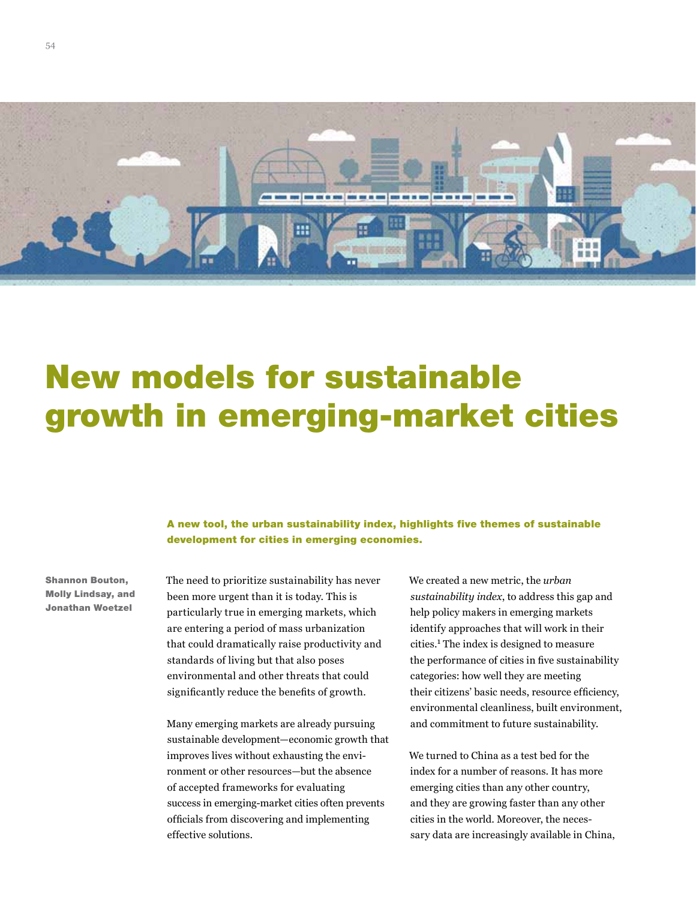# New models for sustainable growth in emerging-market cities

**A new tool, the urban sustainability index, highlights five themes of sustainable development for cities in emerging economies.**

**Shannon Bouton, Molly Lindsay, and Jonathan Woetzel**

The need to prioritize sustainability has never been more urgent than it is today. This is particularly true in emerging markets, which are entering a period of mass urbanization that could dramatically raise productivity and standards of living but that also poses environmental and other threats that could significantly reduce the benefits of growth.

Many emerging markets are already pursuing sustainable development—economic growth that improves lives without exhausting the environment or other resources—but the absence of accepted frameworks for evaluating success in emerging-market cities often prevents officials from discovering and implementing effective solutions.

We created a new metric, the *urban sustainability index*, to address this gap and help policy makers in emerging markets identify approaches that will work in their cities.[1] The index is designed to measure the performance of cities in five sustainability categories: how well they are meeting their citizens' basic needs, resource efficiency, environmental cleanliness, built environment, and commitment to future sustainability.

We turned to China as a test bed for the index for a number of reasons. It has more emerging cities than any other country, and they are growing faster than any other cities in the world. Moreover, the necessary data are increasingly available in China,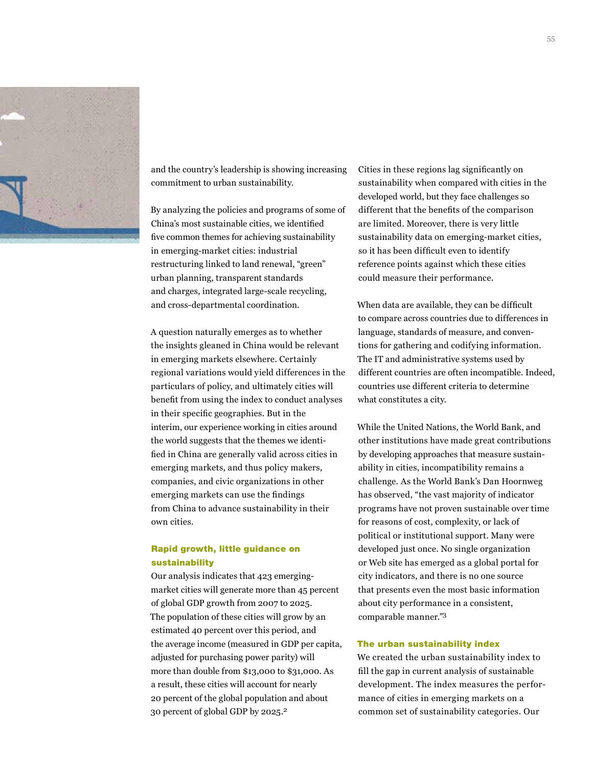and the country's leadership is showing increasing commitment to urban sustainability.

By analyzing the policies and programs of some of China's most sustainable cities, we identified five common themes for achieving sustainability in emerging-market cities: industrial restructuring linked to land renewal, "green" urban planning, transparent standards and charges, integrated large-scale recycling, and cross-departmental coordination.

A question naturally emerges as to whether the insights gleaned in China would be relevant in emerging markets elsewhere. Certainly regional variations would yield differences in the particulars of policy, and ultimately cities will benefit from using the index to conduct analyses in their specific geographies. But in the interim, our experience working in cities around the world suggests that the themes we identified in China are generally valid across cities in emerging markets, and thus policy makers, companies, and civic organizations in other emerging markets can use the findings from China to advance sustainability in their own cities.

## Rapid growth, little guidance on sustainability

Our analysis indicates that 423 emerging-market cities will generate more than 45 percent of global GDP growth from 2007 to 2025. The population of these cities will grow by an estimated 40 percent over this period, and the average income (measured in GDP per capita, adjusted for purchasing power parity) will more than double from $13,000 to $31,000. As a result, these cities will account for nearly 20 percent of the global population and about 30 percent of global GDP by 2025.[2]

Cities in these regions lag significantly on sustainability when compared with cities in the developed world, but they face challenges so different that the benefits of the comparison are limited. Moreover, there is very little sustainability data on emerging-market cities, so it has been difficult even to identify reference points against which these cities could measure their performance.

When data are available, they can be difficult to compare across countries due to differences in language, standards of measure, and conventions for gathering and codifying information. The IT and administrative systems used by different countries are often incompatible. Indeed, countries use different criteria to determine what constitutes a city.

While the United Nations, the World Bank, and other institutions have made great contributions by developing approaches that measure sustainability in cities, incompatibility remains a challenge. As the World Bank's Dan Hoornweg has observed, "the vast majority of indicator programs have not proven sustainable over time for reasons of cost, complexity, or lack of political or institutional support. Many were developed just once. No single organization or Web site has emerged as a global portal for city indicators, and there is no one source that presents even the most basic information about city performance in a consistent, comparable manner."[3]

## The urban sustainability index

We created the urban sustainability index to fill the gap in current analysis of sustainable development. The index measures the performance of cities in emerging markets on a common set of sustainability categories. Our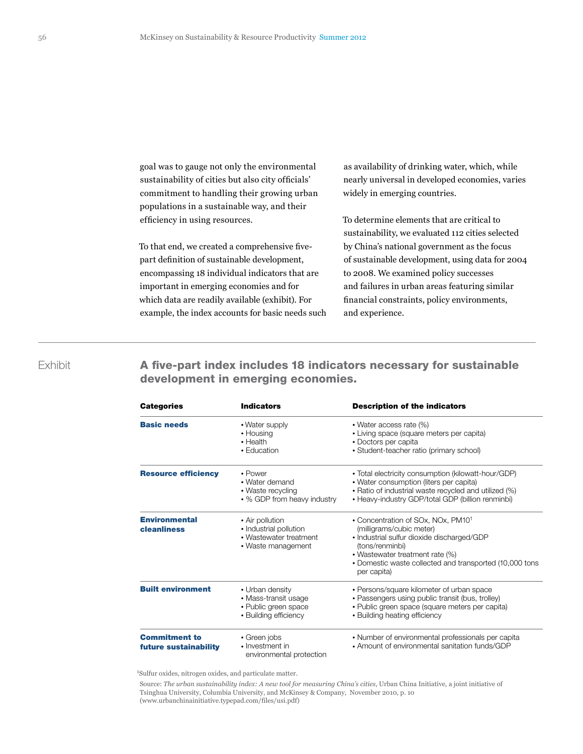goal was to gauge not only the environmental sustainability of cities but also city officials' commitment to handling their growing urban populations in a sustainable way, and their efficiency in using resources.

To that end, we created a comprehensive five-part definition of sustainable development, encompassing 18 individual indicators that are important in emerging economies and for which data are readily available (exhibit). For example, the index accounts for basic needs such as availability of drinking water, which, while nearly universal in developed economies, varies widely in emerging countries.

To determine elements that are critical to sustainability, we evaluated 112 cities selected by China's national government as the focus of sustainable development, using data for 2004 to 2008. We examined policy successes and failures in urban areas featuring similar financial constraints, policy environments, and experience.

---

Exhibit

## A five-part index includes 18 indicators necessary for sustainable development in emerging economies.

| Categories | Indicators | Description of the indicators |
|---|---|---|
| **Basic needs** | • Water supply<br>• Housing<br>• Health<br>• Education | • Water access rate (%)<br>• Living space (square meters per capita)<br>• Doctors per capita<br>• Student-teacher ratio (primary school) |
| **Resource efficiency** | • Power<br>• Water demand<br>• Waste recycling<br>• % GDP from heavy industry | • Total electricity consumption (kilowatt-hour/GDP)<br>• Water consumption (liters per capita)<br>• Ratio of industrial waste recycled and utilized (%)<br>• Heavy-industry GDP/total GDP (billion renminbi) |
| **Environmental cleanliness** | • Air pollution<br>• Industrial pollution<br>• Wastewater treatment<br>• Waste management | • Concentration of SOx, NOx, PM10[1] (milligrams/cubic meter)<br>• Industrial sulfur dioxide discharged/GDP (tons/renminbi)<br>• Wastewater treatment rate (%)<br>• Domestic waste collected and transported (10,000 tons per capita) |
| **Built environment** | • Urban density<br>• Mass-transit usage<br>• Public green space<br>• Building efficiency | • Persons/square kilometer of urban space<br>• Passengers using public transit (bus, trolley)<br>• Public green space (square meters per capita)<br>• Building heating efficiency |
| **Commitment to future sustainability** | • Green jobs<br>• Investment in environmental protection | • Number of environmental professionals per capita<br>• Amount of environmental sanitation funds/GDP |

[1]Sulfur oxides, nitrogen oxides, and particulate matter.

Source: *The urban sustainability index: A new tool for measuring China's cities*, Urban China Initiative, a joint initiative of Tsinghua University, Columbia University, and McKinsey & Company, November 2010, p. 10 (www.urbanchinainitiative.typepad.com/files/usi.pdf)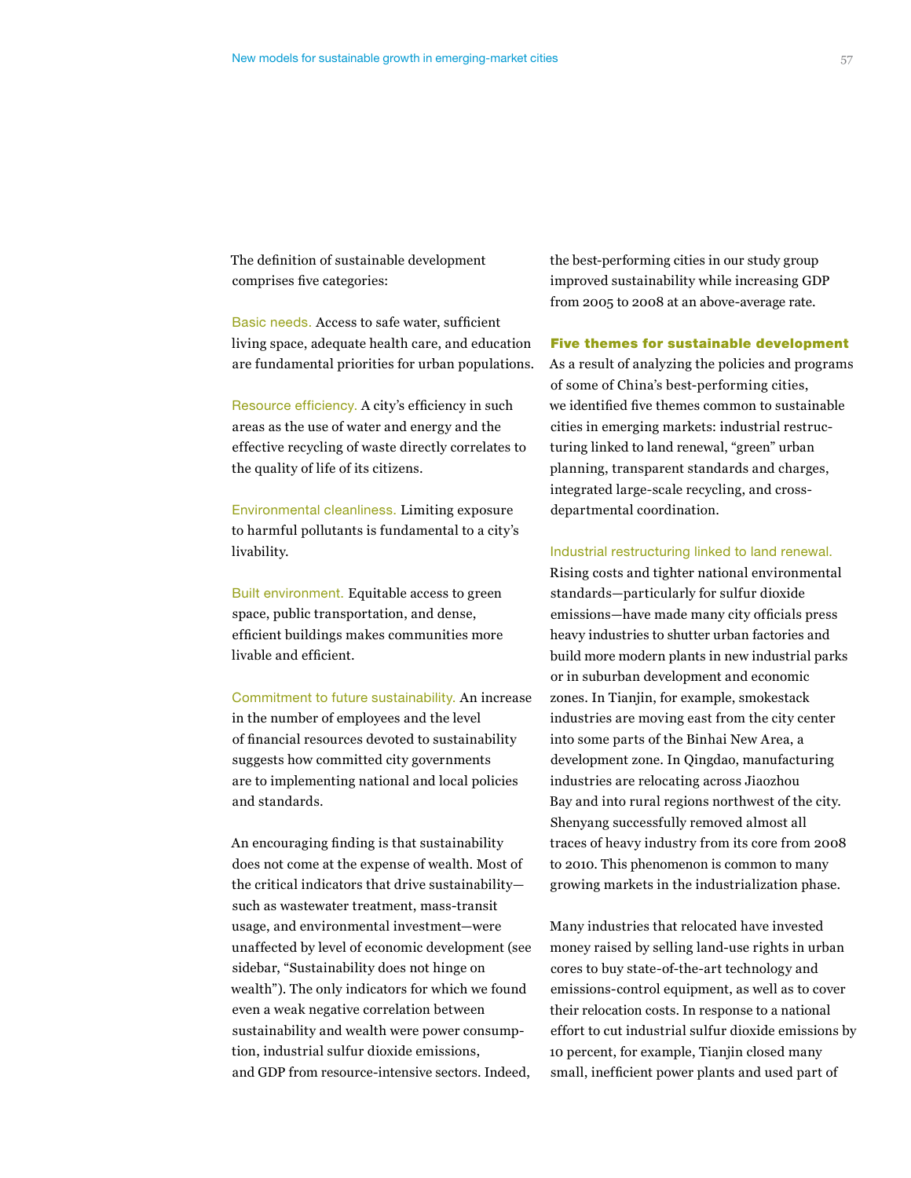The definition of sustainable development comprises five categories:

**Basic needs.** Access to safe water, sufficient living space, adequate health care, and education are fundamental priorities for urban populations.

**Resource efficiency.** A city's efficiency in such areas as the use of water and energy and the effective recycling of waste directly correlates to the quality of life of its citizens.

**Environmental cleanliness.** Limiting exposure to harmful pollutants is fundamental to a city's livability.

**Built environment.** Equitable access to green space, public transportation, and dense, efficient buildings makes communities more livable and efficient.

**Commitment to future sustainability.** An increase in the number of employees and the level of financial resources devoted to sustainability suggests how committed city governments are to implementing national and local policies and standards.

An encouraging finding is that sustainability does not come at the expense of wealth. Most of the critical indicators that drive sustainability—such as wastewater treatment, mass-transit usage, and environmental investment—were unaffected by level of economic development (see sidebar, "Sustainability does not hinge on wealth"). The only indicators for which we found even a weak negative correlation between sustainability and wealth were power consumption, industrial sulfur dioxide emissions, and GDP from resource-intensive sectors. Indeed, the best-performing cities in our study group improved sustainability while increasing GDP from 2005 to 2008 at an above-average rate.

## Five themes for sustainable development

As a result of analyzing the policies and programs of some of China's best-performing cities, we identified five themes common to sustainable cities in emerging markets: industrial restructuring linked to land renewal, "green" urban planning, transparent standards and charges, integrated large-scale recycling, and cross-departmental coordination.

**Industrial restructuring linked to land renewal.** Rising costs and tighter national environmental standards—particularly for sulfur dioxide emissions—have made many city officials press heavy industries to shutter urban factories and build more modern plants in new industrial parks or in suburban development and economic zones. In Tianjin, for example, smokestack industries are moving east from the city center into some parts of the Binhai New Area, a development zone. In Qingdao, manufacturing industries are relocating across Jiaozhou Bay and into rural regions northwest of the city. Shenyang successfully removed almost all traces of heavy industry from its core from 2008 to 2010. This phenomenon is common to many growing markets in the industrialization phase.

Many industries that relocated have invested money raised by selling land-use rights in urban cores to buy state-of-the-art technology and emissions-control equipment, as well as to cover their relocation costs. In response to a national effort to cut industrial sulfur dioxide emissions by 10 percent, for example, Tianjin closed many small, inefficient power plants and used part of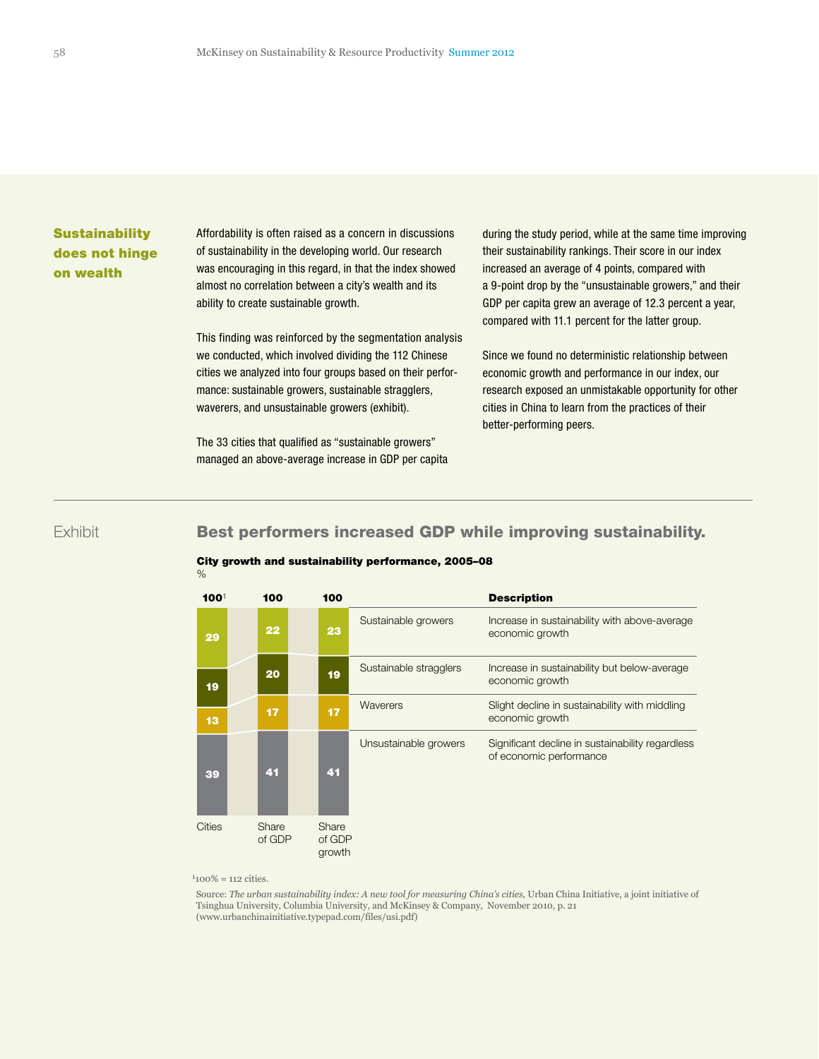## Sustainability does not hinge on wealth

Affordability is often raised as a concern in discussions of sustainability in the developing world. Our research was encouraging in this regard, in that the index showed almost no correlation between a city's wealth and its ability to create sustainable growth.

This finding was reinforced by the segmentation analysis we conducted, which involved dividing the 112 Chinese cities we analyzed into four groups based on their performance: sustainable growers, sustainable stragglers, waverers, and unsustainable growers (exhibit).

The 33 cities that qualified as "sustainable growers" managed an above-average increase in GDP per capita during the study period, while at the same time improving their sustainability rankings. Their score in our index increased an average of 4 points, compared with a 9-point drop by the "unsustainable growers," and their GDP per capita grew an average of 12.3 percent a year, compared with 11.1 percent for the latter group.

Since we found no deterministic relationship between economic growth and performance in our index, our research exposed an unmistakable opportunity for other cities in China to learn from the practices of their better-performing peers.

---

Exhibit

## Best performers increased GDP while improving sustainability.

**City growth and sustainability performance, 2005–08**
%

| Segment | Cities (100[1]) | Share of GDP (100) | Share of GDP growth (100) | Description |
|---|---|---|---|---|
| Sustainable growers | 29 | 22 | 23 | Increase in sustainability with above-average economic growth |
| Sustainable stragglers | 19 | 20 | 19 | Increase in sustainability but below-average economic growth |
| Waverers | 13 | 17 | 17 | Slight decline in sustainability with middling economic growth |
| Unsustainable growers | 39 | 41 | 41 | Significant decline in sustainability regardless of economic performance |

[1]100% = 112 cities.

Source: *The urban sustainability index: A new tool for measuring China's cities*, Urban China Initiative, a joint initiative of Tsinghua University, Columbia University, and McKinsey & Company, November 2010, p. 21 (www.urbanchinainitiative.typepad.com/files/usi.pdf)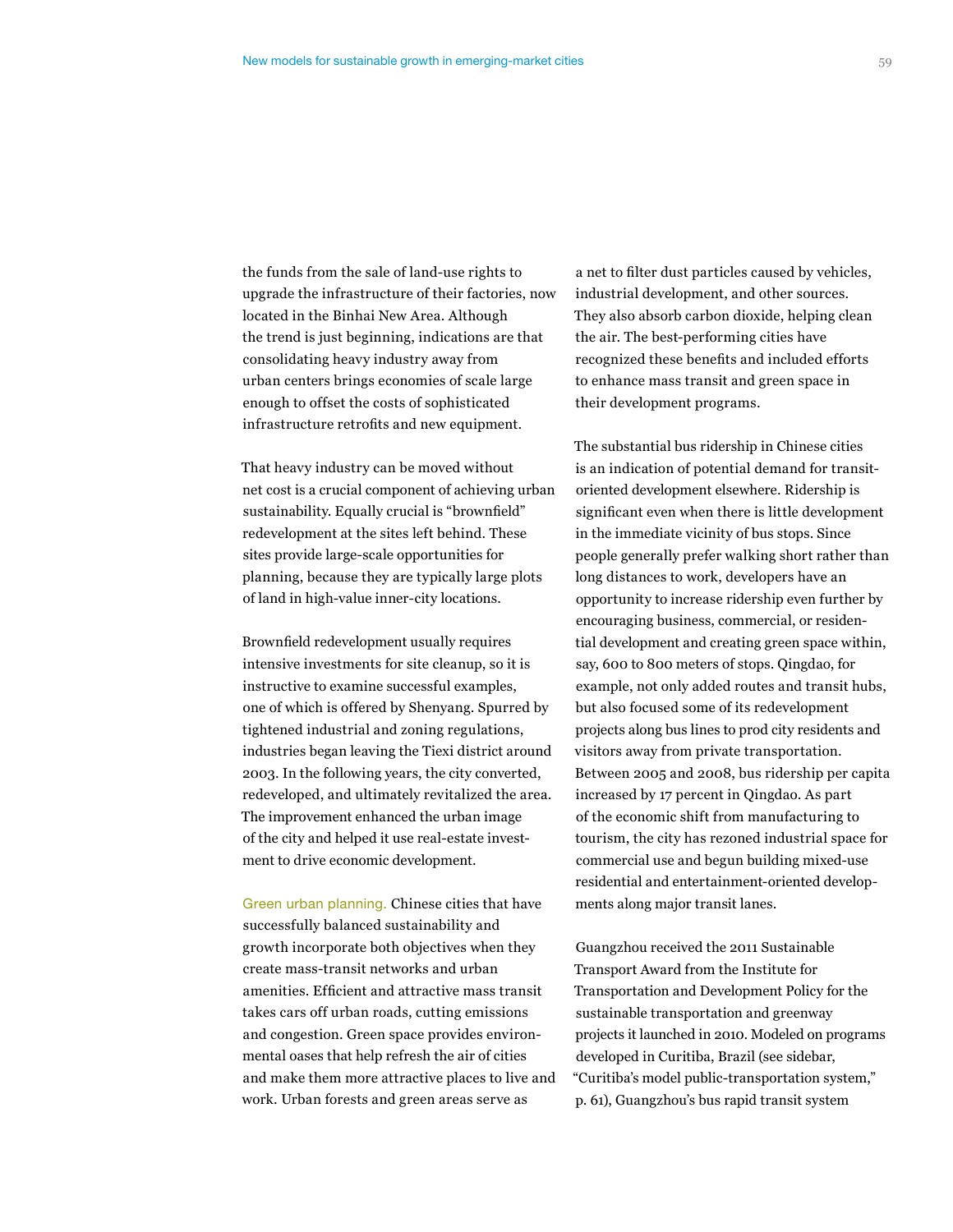the funds from the sale of land-use rights to upgrade the infrastructure of their factories, now located in the Binhai New Area. Although the trend is just beginning, indications are that consolidating heavy industry away from urban centers brings economies of scale large enough to offset the costs of sophisticated infrastructure retrofits and new equipment.

That heavy industry can be moved without net cost is a crucial component of achieving urban sustainability. Equally crucial is "brownfield" redevelopment at the sites left behind. These sites provide large-scale opportunities for planning, because they are typically large plots of land in high-value inner-city locations.

Brownfield redevelopment usually requires intensive investments for site cleanup, so it is instructive to examine successful examples, one of which is offered by Shenyang. Spurred by tightened industrial and zoning regulations, industries began leaving the Tiexi district around 2003. In the following years, the city converted, redeveloped, and ultimately revitalized the area. The improvement enhanced the urban image of the city and helped it use real-estate investment to drive economic development.

Green urban planning. Chinese cities that have successfully balanced sustainability and growth incorporate both objectives when they create mass-transit networks and urban amenities. Efficient and attractive mass transit takes cars off urban roads, cutting emissions and congestion. Green space provides environmental oases that help refresh the air of cities and make them more attractive places to live and work. Urban forests and green areas serve as a net to filter dust particles caused by vehicles, industrial development, and other sources. They also absorb carbon dioxide, helping clean the air. The best-performing cities have recognized these benefits and included efforts to enhance mass transit and green space in their development programs.

The substantial bus ridership in Chinese cities is an indication of potential demand for transit-oriented development elsewhere. Ridership is significant even when there is little development in the immediate vicinity of bus stops. Since people generally prefer walking short rather than long distances to work, developers have an opportunity to increase ridership even further by encouraging business, commercial, or residential development and creating green space within, say, 600 to 800 meters of stops. Qingdao, for example, not only added routes and transit hubs, but also focused some of its redevelopment projects along bus lines to prod city residents and visitors away from private transportation. Between 2005 and 2008, bus ridership per capita increased by 17 percent in Qingdao. As part of the economic shift from manufacturing to tourism, the city has rezoned industrial space for commercial use and begun building mixed-use residential and entertainment-oriented developments along major transit lanes.

Guangzhou received the 2011 Sustainable Transport Award from the Institute for Transportation and Development Policy for the sustainable transportation and greenway projects it launched in 2010. Modeled on programs developed in Curitiba, Brazil (see sidebar, "Curitiba's model public-transportation system," p. 61), Guangzhou's bus rapid transit system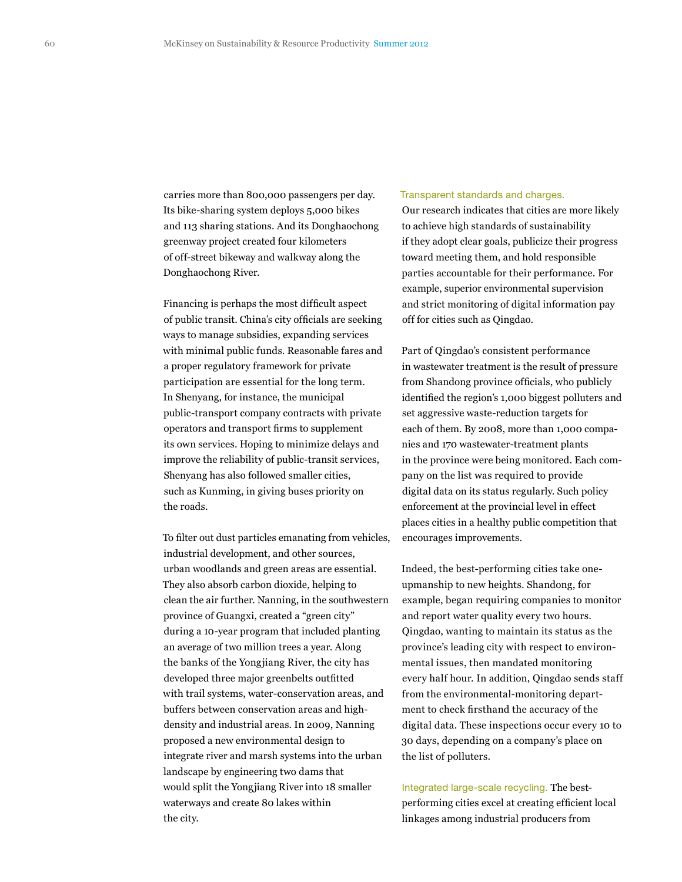carries more than 800,000 passengers per day. Its bike-sharing system deploys 5,000 bikes and 113 sharing stations. And its Donghaochong greenway project created four kilometers of off-street bikeway and walkway along the Donghaochong River.

Financing is perhaps the most difficult aspect of public transit. China's city officials are seeking ways to manage subsidies, expanding services with minimal public funds. Reasonable fares and a proper regulatory framework for private participation are essential for the long term. In Shenyang, for instance, the municipal public-transport company contracts with private operators and transport firms to supplement its own services. Hoping to minimize delays and improve the reliability of public-transit services, Shenyang has also followed smaller cities, such as Kunming, in giving buses priority on the roads.

To filter out dust particles emanating from vehicles, industrial development, and other sources, urban woodlands and green areas are essential. They also absorb carbon dioxide, helping to clean the air further. Nanning, in the southwestern province of Guangxi, created a "green city" during a 10-year program that included planting an average of two million trees a year. Along the banks of the Yongjiang River, the city has developed three major greenbelts outfitted with trail systems, water-conservation areas, and buffers between conservation areas and high-density and industrial areas. In 2009, Nanning proposed a new environmental design to integrate river and marsh systems into the urban landscape by engineering two dams that would split the Yongjiang River into 18 smaller waterways and create 80 lakes within the city.

**Transparent standards and charges.** Our research indicates that cities are more likely to achieve high standards of sustainability if they adopt clear goals, publicize their progress toward meeting them, and hold responsible parties accountable for their performance. For example, superior environmental supervision and strict monitoring of digital information pay off for cities such as Qingdao.

Part of Qingdao's consistent performance in wastewater treatment is the result of pressure from Shandong province officials, who publicly identified the region's 1,000 biggest polluters and set aggressive waste-reduction targets for each of them. By 2008, more than 1,000 companies and 170 wastewater-treatment plants in the province were being monitored. Each company on the list was required to provide digital data on its status regularly. Such policy enforcement at the provincial level in effect places cities in a healthy public competition that encourages improvements.

Indeed, the best-performing cities take one-upmanship to new heights. Shandong, for example, began requiring companies to monitor and report water quality every two hours. Qingdao, wanting to maintain its status as the province's leading city with respect to environmental issues, then mandated monitoring every half hour. In addition, Qingdao sends staff from the environmental-monitoring department to check firsthand the accuracy of the digital data. These inspections occur every 10 to 30 days, depending on a company's place on the list of polluters.

**Integrated large-scale recycling.** The best-performing cities excel at creating efficient local linkages among industrial producers from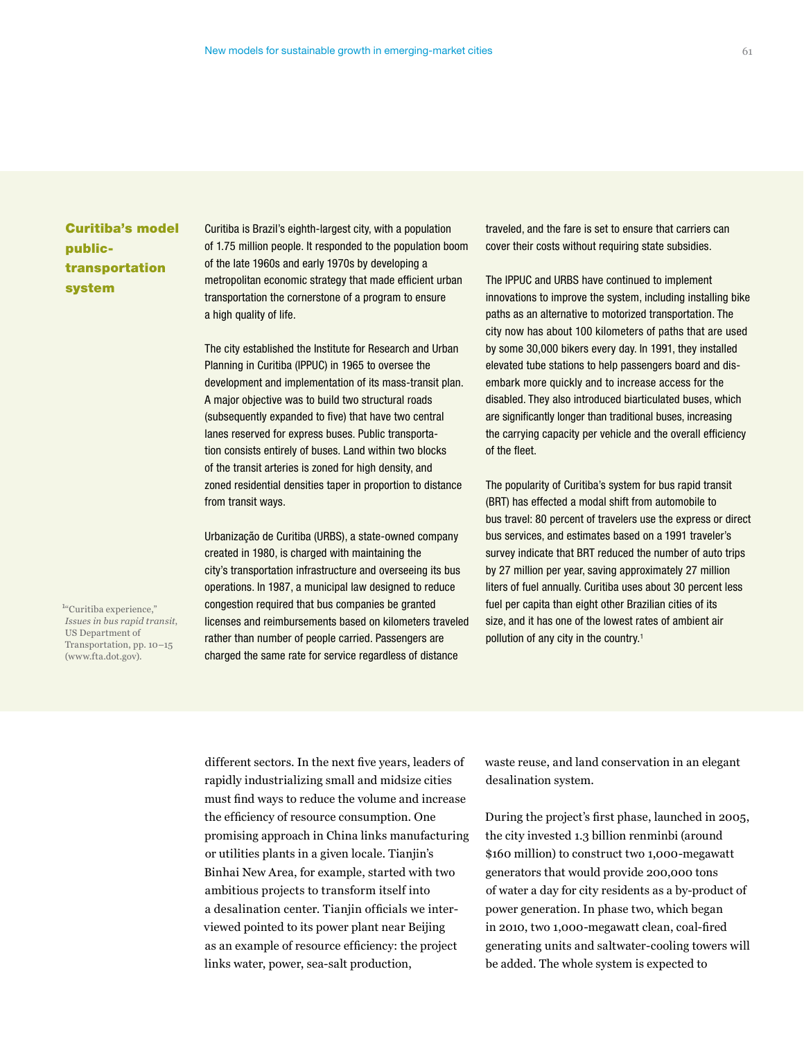## Curitiba's model public-transportation system

Curitiba is Brazil's eighth-largest city, with a population of 1.75 million people. It responded to the population boom of the late 1960s and early 1970s by developing a metropolitan economic strategy that made efficient urban transportation the cornerstone of a program to ensure a high quality of life.

The city established the Institute for Research and Urban Planning in Curitiba (IPPUC) in 1965 to oversee the development and implementation of its mass-transit plan. A major objective was to build two structural roads (subsequently expanded to five) that have two central lanes reserved for express buses. Public transportation consists entirely of buses. Land within two blocks of the transit arteries is zoned for high density, and zoned residential densities taper in proportion to distance from transit ways.

Urbanização de Curitiba (URBS), a state-owned company created in 1980, is charged with maintaining the city's transportation infrastructure and overseeing its bus operations. In 1987, a municipal law designed to reduce congestion required that bus companies be granted licenses and reimbursements based on kilometers traveled rather than number of people carried. Passengers are charged the same rate for service regardless of distance traveled, and the fare is set to ensure that carriers can cover their costs without requiring state subsidies.

The IPPUC and URBS have continued to implement innovations to improve the system, including installing bike paths as an alternative to motorized transportation. The city now has about 100 kilometers of paths that are used by some 30,000 bikers every day. In 1991, they installed elevated tube stations to help passengers board and disembark more quickly and to increase access for the disabled. They also introduced biarticulated buses, which are significantly longer than traditional buses, increasing the carrying capacity per vehicle and the overall efficiency of the fleet.

The popularity of Curitiba's system for bus rapid transit (BRT) has effected a modal shift from automobile to bus travel: 80 percent of travelers use the express or direct bus services, and estimates based on a 1991 traveler's survey indicate that BRT reduced the number of auto trips by 27 million per year, saving approximately 27 million liters of fuel annually. Curitiba uses about 30 percent less fuel per capita than eight other Brazilian cities of its size, and it has one of the lowest rates of ambient air pollution of any city in the country.[1]

[1] "Curitiba experience," *Issues in bus rapid transit*, US Department of Transportation, pp. 10–15 (www.fta.dot.gov).

different sectors. In the next five years, leaders of rapidly industrializing small and midsize cities must find ways to reduce the volume and increase the efficiency of resource consumption. One promising approach in China links manufacturing or utilities plants in a given locale. Tianjin's Binhai New Area, for example, started with two ambitious projects to transform itself into a desalination center. Tianjin officials we interviewed pointed to its power plant near Beijing as an example of resource efficiency: the project links water, power, sea-salt production, waste reuse, and land conservation in an elegant desalination system.

During the project's first phase, launched in 2005, the city invested 1.3 billion renminbi (around $160 million) to construct two 1,000-megawatt generators that would provide 200,000 tons of water a day for city residents as a by-product of power generation. In phase two, which began in 2010, two 1,000-megawatt clean, coal-fired generating units and saltwater-cooling towers will be added. The whole system is expected to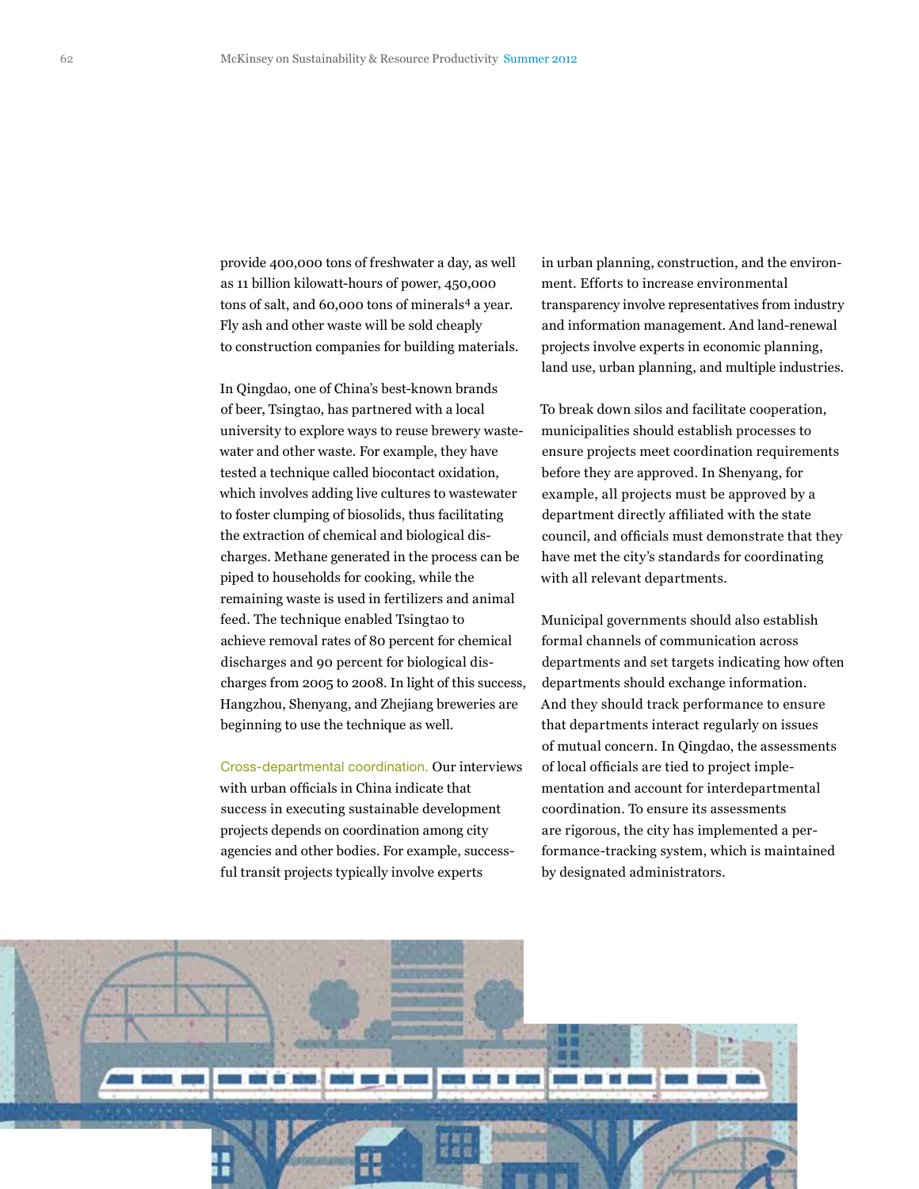provide 400,000 tons of freshwater a day, as well as 11 billion kilowatt-hours of power, 450,000 tons of salt, and 60,000 tons of minerals[4] a year. Fly ash and other waste will be sold cheaply to construction companies for building materials.

In Qingdao, one of China's best-known brands of beer, Tsingtao, has partnered with a local university to explore ways to reuse brewery wastewater and other waste. For example, they have tested a technique called biocontact oxidation, which involves adding live cultures to wastewater to foster clumping of biosolids, thus facilitating the extraction of chemical and biological discharges. Methane generated in the process can be piped to households for cooking, while the remaining waste is used in fertilizers and animal feed. The technique enabled Tsingtao to achieve removal rates of 80 percent for chemical discharges and 90 percent for biological discharges from 2005 to 2008. In light of this success, Hangzhou, Shenyang, and Zhejiang breweries are beginning to use the technique as well.

**Cross-departmental coordination.** Our interviews with urban officials in China indicate that success in executing sustainable development projects depends on coordination among city agencies and other bodies. For example, successful transit projects typically involve experts in urban planning, construction, and the environment. Efforts to increase environmental transparency involve representatives from industry and information management. And land-renewal projects involve experts in economic planning, land use, urban planning, and multiple industries.

To break down silos and facilitate cooperation, municipalities should establish processes to ensure projects meet coordination requirements before they are approved. In Shenyang, for example, all projects must be approved by a department directly affiliated with the state council, and officials must demonstrate that they have met the city's standards for coordinating with all relevant departments.

Municipal governments should also establish formal channels of communication across departments and set targets indicating how often departments should exchange information. And they should track performance to ensure that departments interact regularly on issues of mutual concern. In Qingdao, the assessments of local officials are tied to project implementation and account for interdepartmental coordination. To ensure its assessments are rigorous, the city has implemented a performance-tracking system, which is maintained by designated administrators.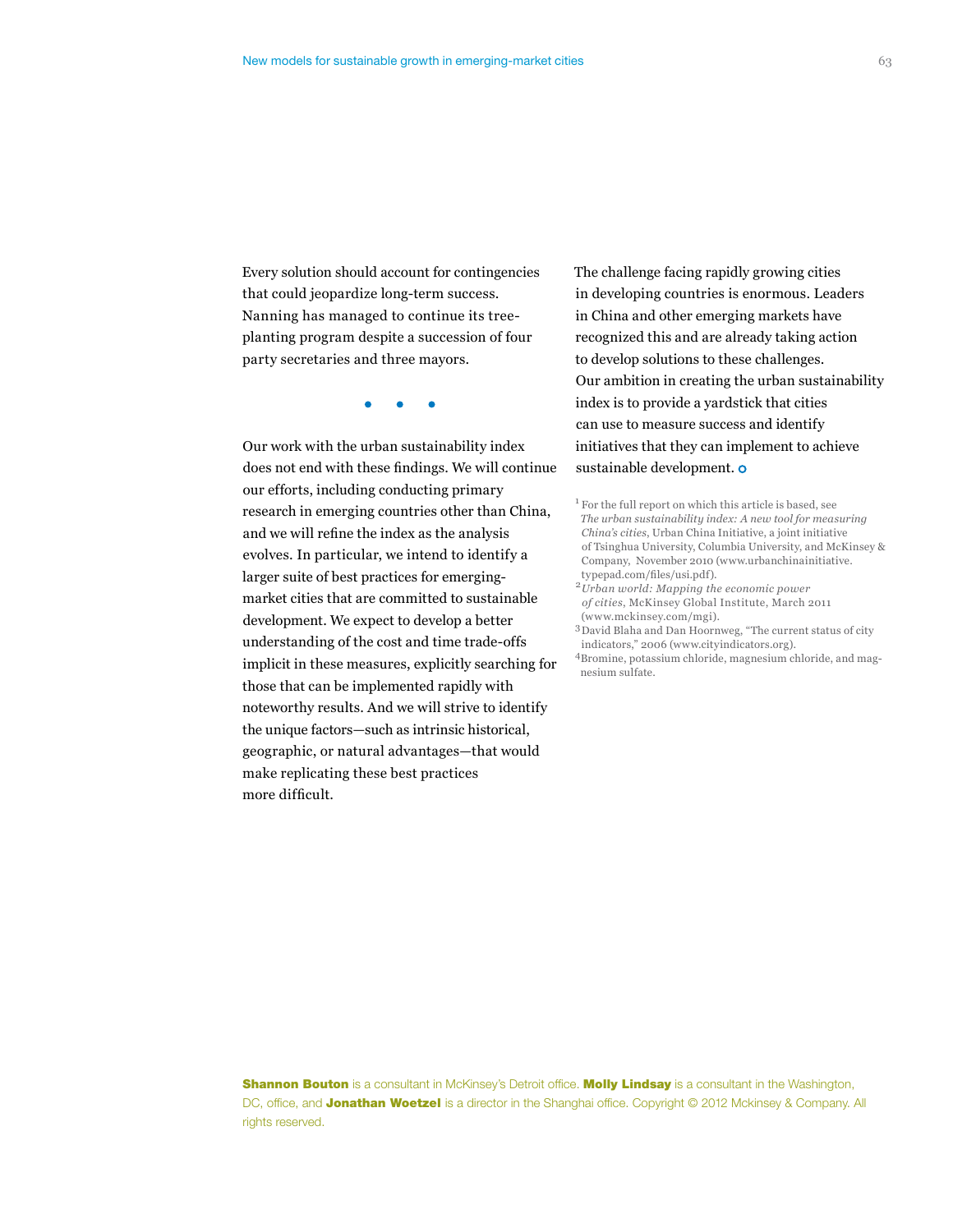Every solution should account for contingencies that could jeopardize long-term success. Nanning has managed to continue its tree-planting program despite a succession of four party secretaries and three mayors.

• • •

Our work with the urban sustainability index does not end with these findings. We will continue our efforts, including conducting primary research in emerging countries other than China, and we will refine the index as the analysis evolves. In particular, we intend to identify a larger suite of best practices for emerging-market cities that are committed to sustainable development. We expect to develop a better understanding of the cost and time trade-offs implicit in these measures, explicitly searching for those that can be implemented rapidly with noteworthy results. And we will strive to identify the unique factors—such as intrinsic historical, geographic, or natural advantages—that would make replicating these best practices more difficult.

The challenge facing rapidly growing cities in developing countries is enormous. Leaders in China and other emerging markets have recognized this and are already taking action to develop solutions to these challenges. Our ambition in creating the urban sustainability index is to provide a yardstick that cities can use to measure success and identify initiatives that they can implement to achieve sustainable development.

[1] For the full report on which this article is based, see *The urban sustainability index: A new tool for measuring China's cities*, Urban China Initiative, a joint initiative of Tsinghua University, Columbia University, and McKinsey & Company, November 2010 (www.urbanchinainitiative.typepad.com/files/usi.pdf).

[2] *Urban world: Mapping the economic power of cities*, McKinsey Global Institute, March 2011 (www.mckinsey.com/mgi).

[3] David Blaha and Dan Hoornweg, "The current status of city indicators," 2006 (www.cityindicators.org).

[4] Bromine, potassium chloride, magnesium chloride, and magnesium sulfate.

**Shannon Bouton** is a consultant in McKinsey's Detroit office. **Molly Lindsay** is a consultant in the Washington, DC, office, and **Jonathan Woetzel** is a director in the Shanghai office. Copyright © 2012 Mckinsey & Company. All rights reserved.